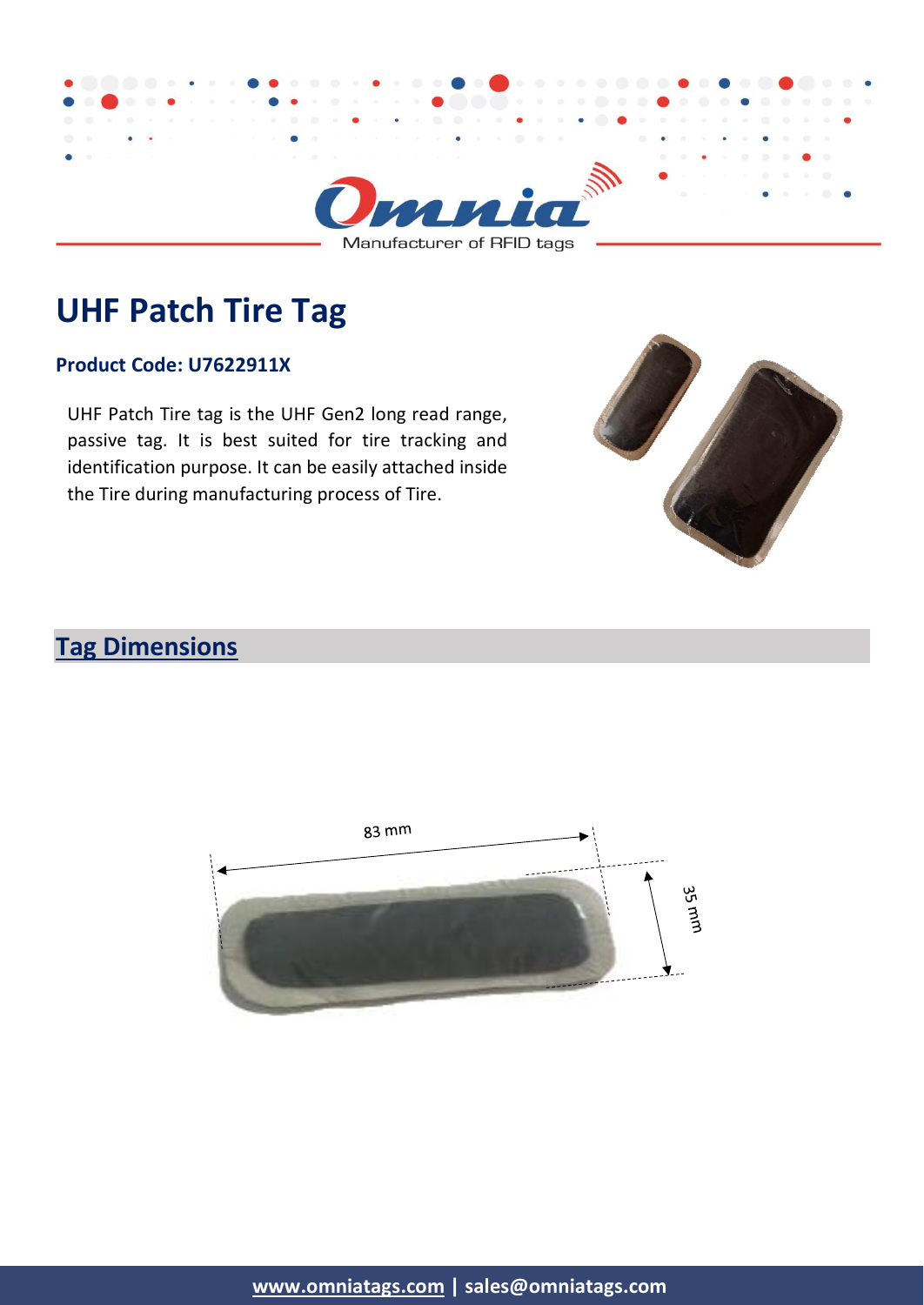Omnia

Manufacturer of RFID tags

# UHF Patch Tire Tag

**Product Code: U7622911X**

UHF Patch Tire tag is the UHF Gen2 long read range, passive tag. It is best suited for tire tracking and identification purpose. It can be easily attached inside the Tire during manufacturing process of Tire.

## Tag Dimensions

83 mm

35 mm

**www.omniatags.com | sales@omniatags.com**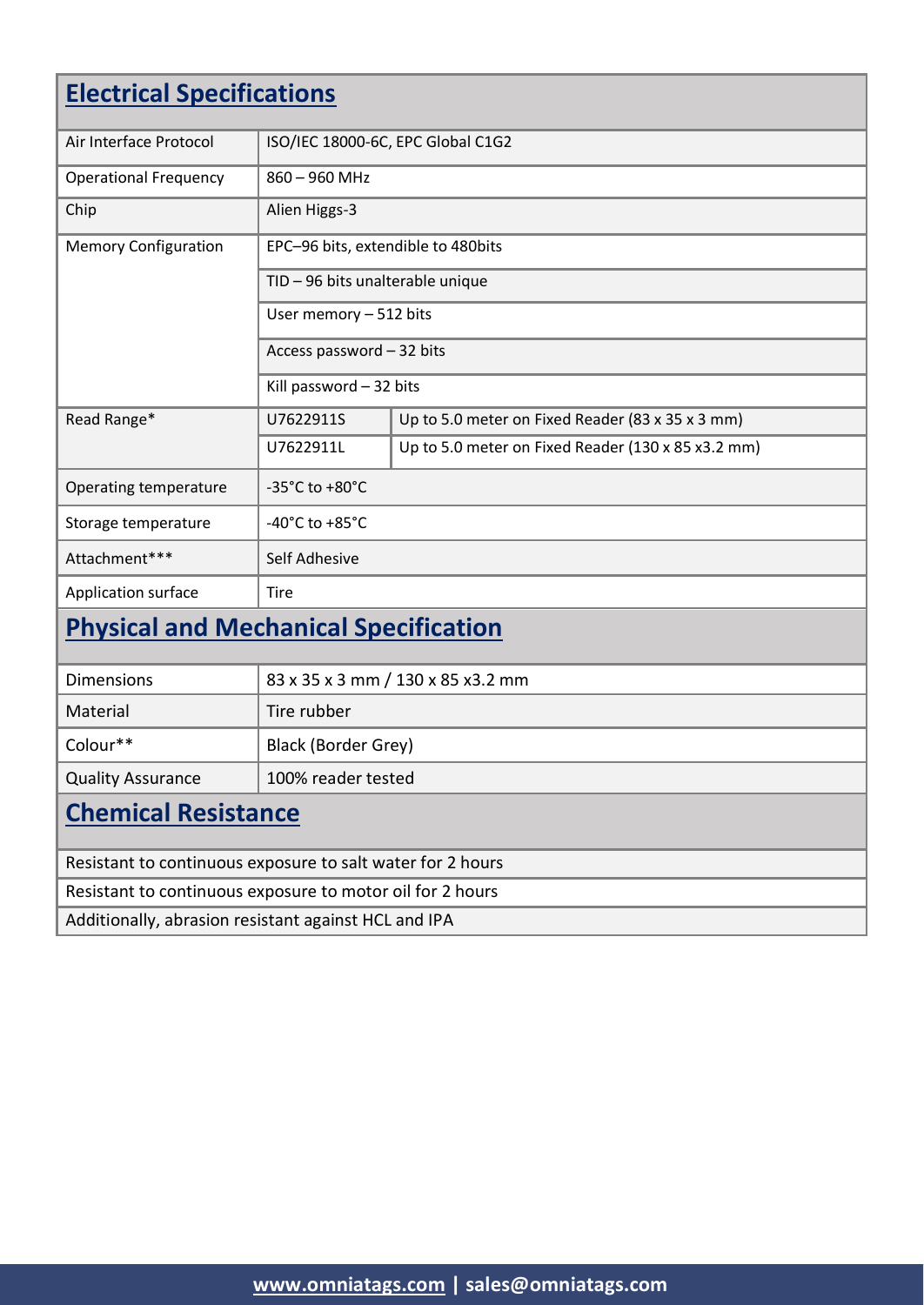## Electrical Specifications

| | | |
|---|---|---|
| Air Interface Protocol | ISO/IEC 18000-6C, EPC Global C1G2 | |
| Operational Frequency | 860 – 960 MHz | |
| Chip | Alien Higgs-3 | |
| Memory Configuration | EPC–96 bits, extendible to 480bits | |
| | TID – 96 bits unalterable unique | |
| | User memory – 512 bits | |
| | Access password – 32 bits | |
| | Kill password – 32 bits | |
| Read Range* | U7622911S | Up to 5.0 meter on Fixed Reader (83 x 35 x 3 mm) |
| | U7622911L | Up to 5.0 meter on Fixed Reader (130 x 85 x3.2 mm) |
| Operating temperature | -35°C to +80°C | |
| Storage temperature | -40°C to +85°C | |
| Attachment*** | Self Adhesive | |
| Application surface | Tire | |

## Physical and Mechanical Specification

| | |
|---|---|
| Dimensions | 83 x 35 x 3 mm / 130 x 85 x3.2 mm |
| Material | Tire rubber |
| Colour** | Black (Border Grey) |
| Quality Assurance | 100% reader tested |

## Chemical Resistance

Resistant to continuous exposure to salt water for 2 hours

Resistant to continuous exposure to motor oil for 2 hours

Additionally, abrasion resistant against HCL and IPA

**www.omniatags.com | sales@omniatags.com**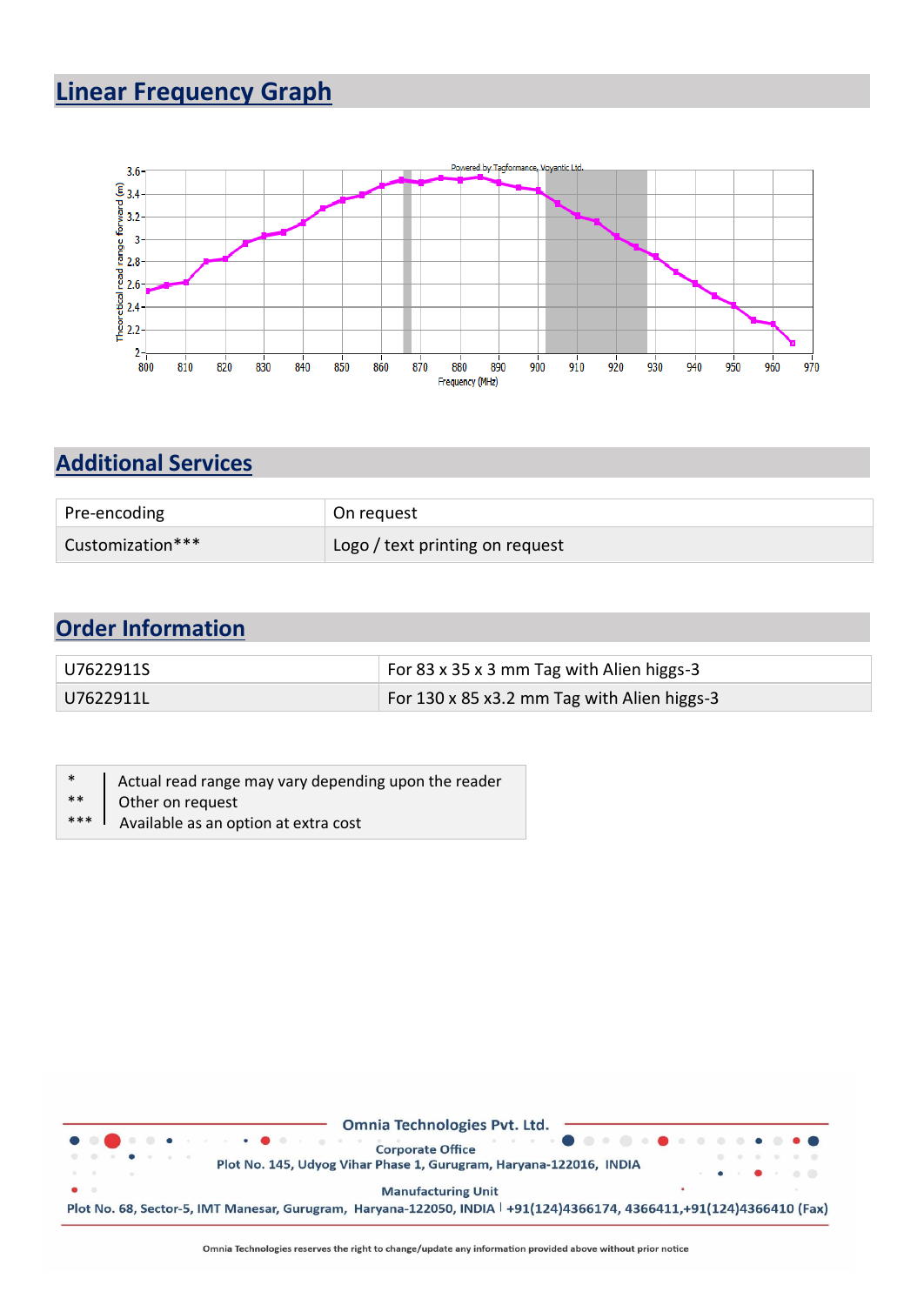## Linear Frequency Graph

Powered by Tagformance, Voyantic Ltd.

Theoretical read range forward (m)

3.6
3.4
3.2
3
2.8
2.6
2.4
2.2
2

800 810 820 830 840 850 860 870 880 890 900 910 920 930 940 950 960 970

Frequency (MHz)

## Additional Services

| | |
|---|---|
| Pre-encoding | On request |
| Customization*** | Logo / text printing on request |

## Order Information

| | |
|---|---|
| U7622911S | For 83 x 35 x 3 mm Tag with Alien higgs-3 |
| U7622911L | For 130 x 85 x3.2 mm Tag with Alien higgs-3 |

| | |
|---|---|
| * | Actual read range may vary depending upon the reader |
| ** | Other on request |
| *** | Available as an option at extra cost |

**Omnia Technologies Pvt. Ltd.**

**Corporate Office**
Plot No. 145, Udyog Vihar Phase 1, Gurugram, Haryana-122016, INDIA

**Manufacturing Unit**
Plot No. 68, Sector-5, IMT Manesar, Gurugram, Haryana-122050, INDIA | +91(124)4366174, 4366411,+91(124)4366410 (Fax)

Omnia Technologies reserves the right to change/update any information provided above without prior notice